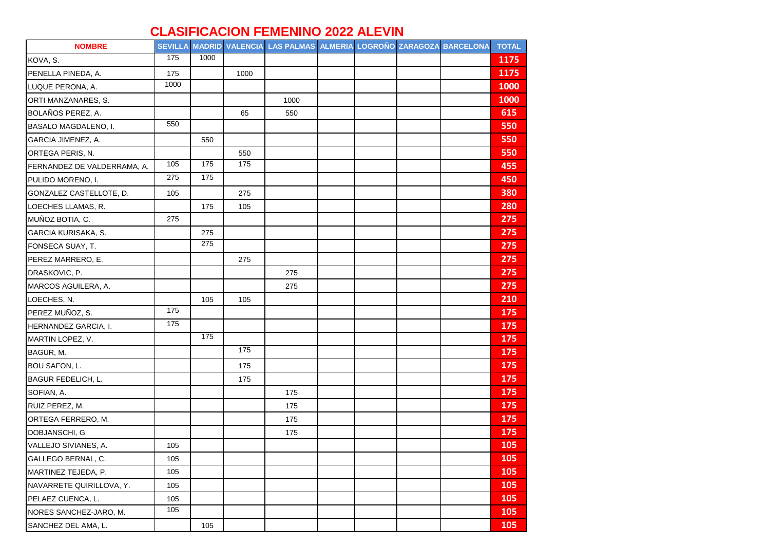# CLASIFICACION FEMENINO 2022 ALEVIN

| NOMBRE | SEVILLA | MADRID | VALENCIA | LAS PALMAS | ALMERIA | LOGROÑO | ZARAGOZA | BARCELONA | TOTAL |
|---|---|---|---|---|---|---|---|---|---|
| KOVA, S. | 175 | 1000 | | | | | | | 1175 |
| PENELLA PINEDA, A. | 175 | | 1000 | | | | | | 1175 |
| LUQUE PERONA, A. | 1000 | | | | | | | | 1000 |
| ORTI MANZANARES, S. | | | | 1000 | | | | | 1000 |
| BOLAÑOS PEREZ, A. | | | 65 | 550 | | | | | 615 |
| BASALO MAGDALENO, I. | 550 | | | | | | | | 550 |
| GARCIA JIMENEZ, A. | | 550 | | | | | | | 550 |
| ORTEGA PERIS, N. | | | 550 | | | | | | 550 |
| FERNANDEZ DE VALDERRAMA, A. | 105 | 175 | 175 | | | | | | 455 |
| PULIDO MORENO, I. | 275 | 175 | | | | | | | 450 |
| GONZALEZ CASTELLOTE, D. | 105 | | 275 | | | | | | 380 |
| LOECHES LLAMAS, R. | | 175 | 105 | | | | | | 280 |
| MUÑOZ BOTIA, C. | 275 | | | | | | | | 275 |
| GARCIA KURISAKA, S. | | 275 | | | | | | | 275 |
| FONSECA SUAY, T. | | 275 | | | | | | | 275 |
| PEREZ MARRERO, E. | | | 275 | | | | | | 275 |
| DRASKOVIC, P. | | | | 275 | | | | | 275 |
| MARCOS AGUILERA, A. | | | | 275 | | | | | 275 |
| LOECHES, N. | | 105 | 105 | | | | | | 210 |
| PEREZ MUÑOZ, S. | 175 | | | | | | | | 175 |
| HERNANDEZ GARCIA, I. | 175 | | | | | | | | 175 |
| MARTIN LOPEZ, V. | | 175 | | | | | | | 175 |
| BAGUR, M. | | | 175 | | | | | | 175 |
| BOU SAFON, L. | | | 175 | | | | | | 175 |
| BAGUR FEDELICH, L. | | | 175 | | | | | | 175 |
| SOFIAN, A. | | | | 175 | | | | | 175 |
| RUIZ PEREZ, M. | | | | 175 | | | | | 175 |
| ORTEGA FERRERO, M. | | | | 175 | | | | | 175 |
| DOBJANSCHI, G | | | | 175 | | | | | 175 |
| VALLEJO SIVIANES, A. | 105 | | | | | | | | 105 |
| GALLEGO BERNAL, C. | 105 | | | | | | | | 105 |
| MARTINEZ TEJEDA, P. | 105 | | | | | | | | 105 |
| NAVARRETE QUIRILLOVA, Y. | 105 | | | | | | | | 105 |
| PELAEZ CUENCA, L. | 105 | | | | | | | | 105 |
| NORES SANCHEZ-JARO, M. | 105 | | | | | | | | 105 |
| SANCHEZ DEL AMA, L. | | 105 | | | | | | | 105 |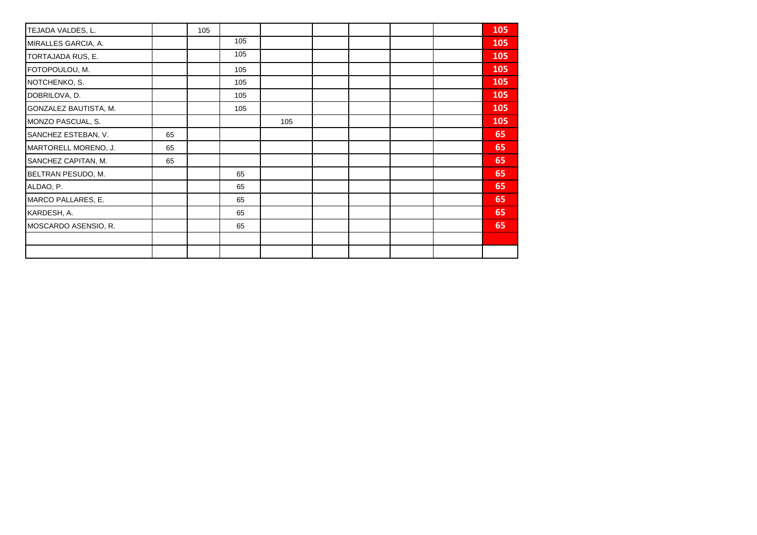| | | | | | | | | | |
|---|---|---|---|---|---|---|---|---|---|
| TEJADA VALDES, L. | | 105 | | | | | | | **105** |
| MIRALLES GARCIA, A. | | | 105 | | | | | | **105** |
| TORTAJADA RUS, E. | | | 105 | | | | | | **105** |
| FOTOPOULOU, M. | | | 105 | | | | | | **105** |
| NOTCHENKO, S. | | | 105 | | | | | | **105** |
| DOBRILOVA, D. | | | 105 | | | | | | **105** |
| GONZALEZ BAUTISTA, M. | | | 105 | | | | | | **105** |
| MONZO PASCUAL, S. | | | | 105 | | | | | **105** |
| SANCHEZ ESTEBAN, V. | 65 | | | | | | | | **65** |
| MARTORELL MORENO, J. | 65 | | | | | | | | **65** |
| SANCHEZ CAPITAN, M. | 65 | | | | | | | | **65** |
| BELTRAN PESUDO, M. | | | 65 | | | | | | **65** |
| ALDAO, P. | | | 65 | | | | | | **65** |
| MARCO PALLARES, E. | | | 65 | | | | | | **65** |
| KARDESH, A. | | | 65 | | | | | | **65** |
| MOSCARDO ASENSIO, R. | | | 65 | | | | | | **65** |
| | | | | | | | | | |
| | | | | | | | | | |